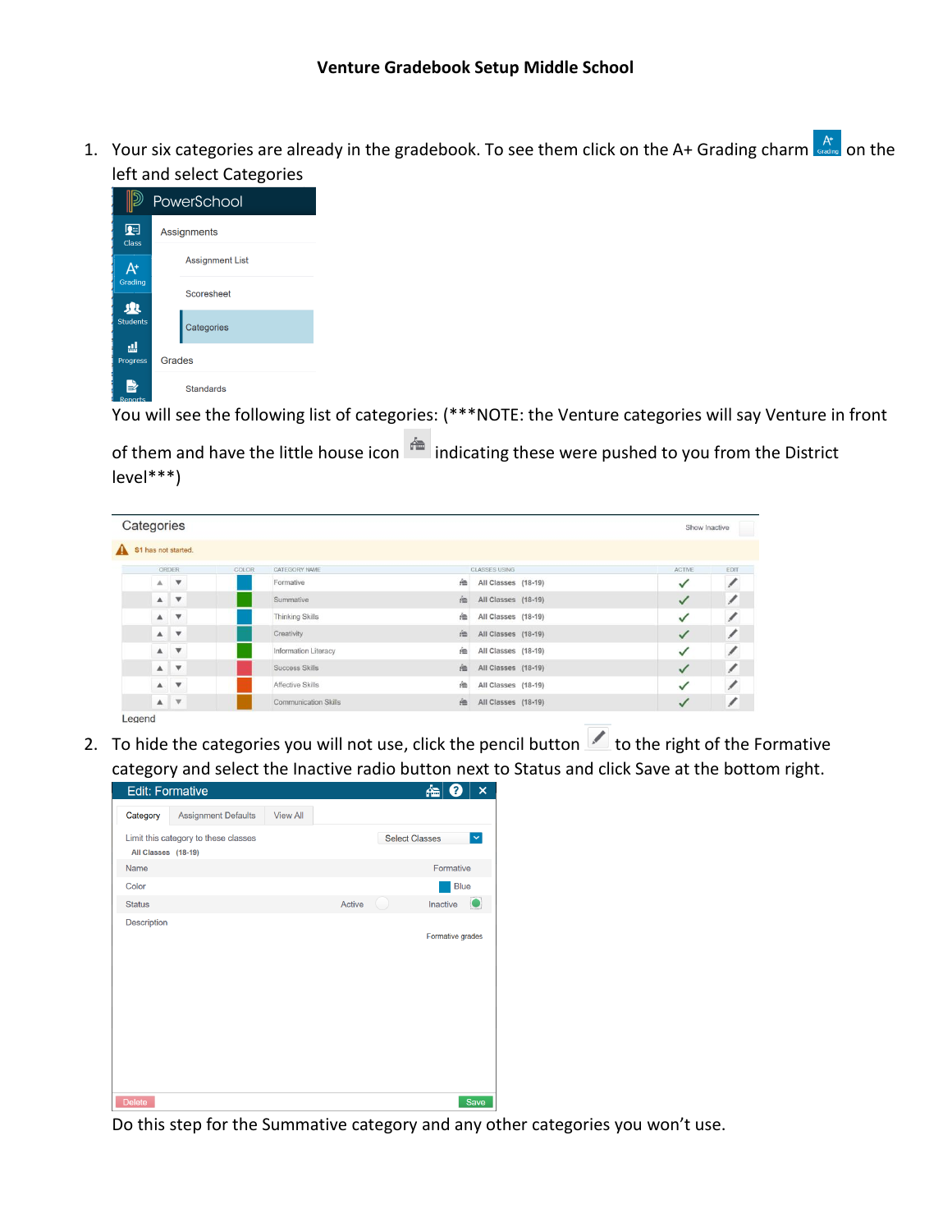# Venture Gradebook Setup Middle School

1. Your six categories are already in the gradebook. To see them click on the A+ Grading charm on the left and select Categories

   You will see the following list of categories: (***NOTE: the Venture categories will say Venture in front of them and have the little house icon indicating these were pushed to you from the District level***)

2. To hide the categories you will not use, click the pencil button to the right of the Formative category and select the Inactive radio button next to Status and click Save at the bottom right.

   Do this step for the Summative category and any other categories you won't use.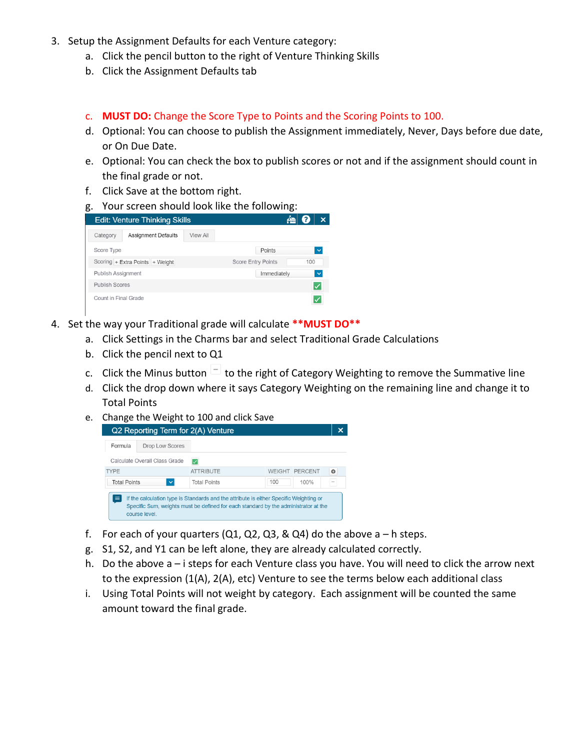3. Setup the Assignment Defaults for each Venture category:
   a. Click the pencil button to the right of Venture Thinking Skills
   b. Click the Assignment Defaults tab

   c. **MUST DO:** Change the Score Type to Points and the Scoring Points to 100.
   d. Optional: You can choose to publish the Assignment immediately, Never, Days before due date, or On Due Date.
   e. Optional: You can check the box to publish scores or not and if the assignment should count in the final grade or not.
   f. Click Save at the bottom right.
   g. Your screen should look like the following:

Edit: Venture Thinking Skills

Category | Assignment Defaults | View All

| | | | |
|---|---|---|---|
| Score Type | | | Points |
| Scoring + Extra Points + Weight | | Score Entry Points | 100 |
| Publish Assignment | | | Immediately |
| Publish Scores | | | ✓ |
| Count in Final Grade | | | ✓ |

4. Set the way your Traditional grade will calculate **\*\*MUST DO\*\***
   a. Click Settings in the Charms bar and select Traditional Grade Calculations
   b. Click the pencil next to Q1
   c. Click the Minus button to the right of Category Weighting to remove the Summative line
   d. Click the drop down where it says Category Weighting on the remaining line and change it to Total Points
   e. Change the Weight to 100 and click Save

Q2 Reporting Term for 2(A) Venture

Formula | Drop Low Scores

Calculate Overall Class Grade ✓

| TYPE | ATTRIBUTE | WEIGHT | PERCENT |
|---|---|---|---|
| Total Points | Total Points | 100 | 100% |

If the calculation type is Standards and the attribute is either Specific Weighting or Specific Sum, weights must be defined for each standard by the administrator at the course level.

   f. For each of your quarters (Q1, Q2, Q3, & Q4) do the above a – h steps.
   g. S1, S2, and Y1 can be left alone, they are already calculated correctly.
   h. Do the above a – i steps for each Venture class you have. You will need to click the arrow next to the expression (1(A), 2(A), etc) Venture to see the terms below each additional class
   i. Using Total Points will not weight by category. Each assignment will be counted the same amount toward the final grade.